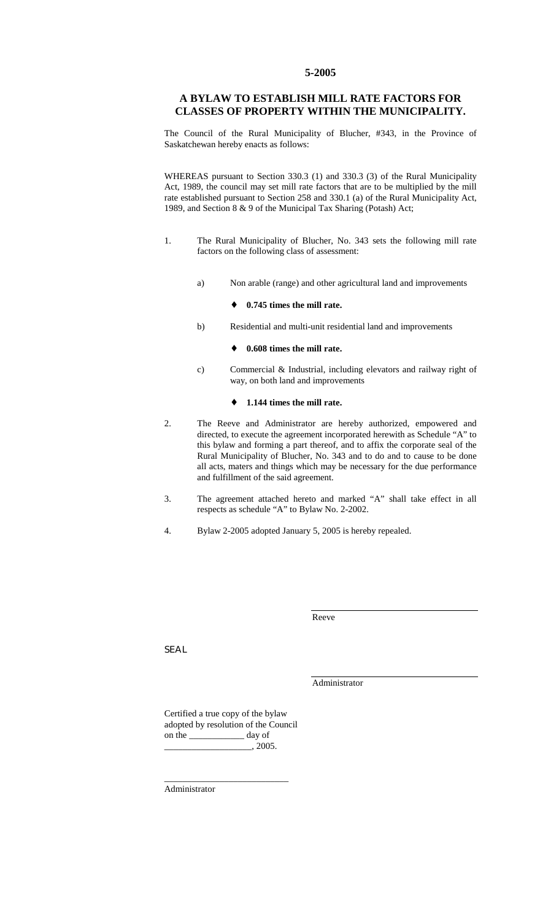**5-2005**

## A BYLAW TO ESTABLISH MILL RATE FACTORS FOR CLASSES OF PROPERTY WITHIN THE MUNICIPALITY.

The Council of the Rural Municipality of Blucher, #343, in the Province of Saskatchewan hereby enacts as follows:

WHEREAS pursuant to Section 330.3 (1) and 330.3 (3) of the Rural Municipality Act, 1989, the council may set mill rate factors that are to be multiplied by the mill rate established pursuant to Section 258 and 330.1 (a) of the Rural Municipality Act, 1989, and Section 8 & 9 of the Municipal Tax Sharing (Potash) Act;

1. The Rural Municipality of Blucher, No. 343 sets the following mill rate factors on the following class of assessment:

   a) Non arable (range) and other agricultural land and improvements

      - **0.745 times the mill rate.**

   b) Residential and multi-unit residential land and improvements

      - **0.608 times the mill rate.**

   c) Commercial & Industrial, including elevators and railway right of way, on both land and improvements

      - **1.144 times the mill rate.**

2. The Reeve and Administrator are hereby authorized, empowered and directed, to execute the agreement incorporated herewith as Schedule "A" to this bylaw and forming a part thereof, and to affix the corporate seal of the Rural Municipality of Blucher, No. 343 and to do and to cause to be done all acts, maters and things which may be necessary for the due performance and fulfillment of the said agreement.

3. The agreement attached hereto and marked "A" shall take effect in all respects as schedule "A" to Bylaw No. 2-2002.

4. Bylaw 2-2005 adopted January 5, 2005 is hereby repealed.

\_\_\_\_\_\_\_\_\_\_\_\_\_\_\_\_\_\_\_\_\_\_\_\_\_\_\_\_\_\_
Reeve

SEAL

\_\_\_\_\_\_\_\_\_\_\_\_\_\_\_\_\_\_\_\_\_\_\_\_\_\_\_\_\_\_
Administrator

Certified a true copy of the bylaw adopted by resolution of the Council on the \_\_\_\_\_\_\_\_\_\_\_\_ day of \_\_\_\_\_\_\_\_\_\_\_\_\_\_\_\_\_\_\_, 2005.

\_\_\_\_\_\_\_\_\_\_\_\_\_\_\_\_\_\_\_\_\_\_\_\_\_\_\_\_\_\_
Administrator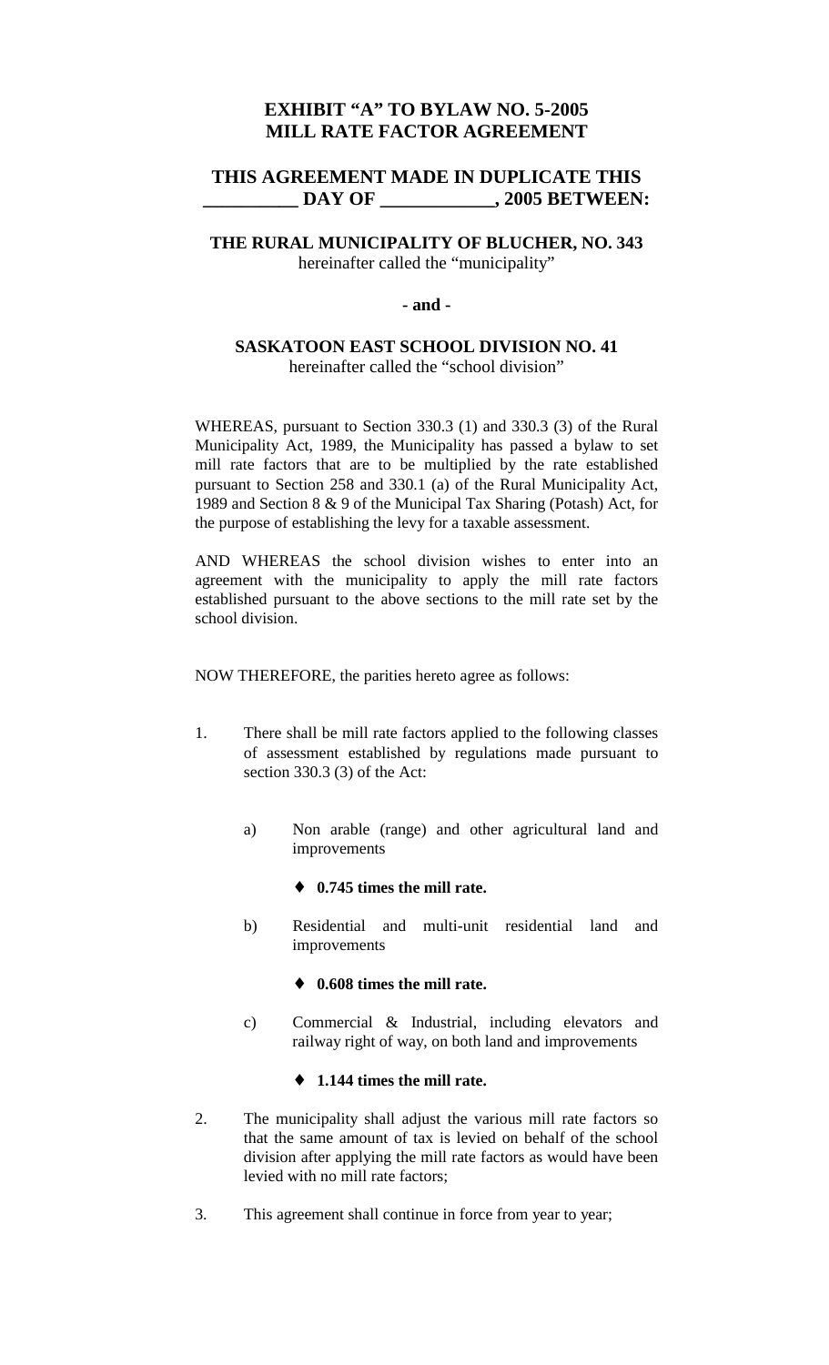**EXHIBIT "A" TO BYLAW NO. 5-2005**
**MILL RATE FACTOR AGREEMENT**

**THIS AGREEMENT MADE IN DUPLICATE THIS __________ DAY OF ____________, 2005 BETWEEN:**

**THE RURAL MUNICIPALITY OF BLUCHER, NO. 343**
hereinafter called the "municipality"

**- and -**

**SASKATOON EAST SCHOOL DIVISION NO. 41**
hereinafter called the "school division"

WHEREAS, pursuant to Section 330.3 (1) and 330.3 (3) of the Rural Municipality Act, 1989, the Municipality has passed a bylaw to set mill rate factors that are to be multiplied by the rate established pursuant to Section 258 and 330.1 (a) of the Rural Municipality Act, 1989 and Section 8 & 9 of the Municipal Tax Sharing (Potash) Act, for the purpose of establishing the levy for a taxable assessment.

AND WHEREAS the school division wishes to enter into an agreement with the municipality to apply the mill rate factors established pursuant to the above sections to the mill rate set by the school division.

NOW THEREFORE, the parities hereto agree as follows:

1. There shall be mill rate factors applied to the following classes of assessment established by regulations made pursuant to section 330.3 (3) of the Act:

   a) Non arable (range) and other agricultural land and improvements

      - **0.745 times the mill rate.**

   b) Residential and multi-unit residential land and improvements

      - **0.608 times the mill rate.**

   c) Commercial & Industrial, including elevators and railway right of way, on both land and improvements

      - **1.144 times the mill rate.**

2. The municipality shall adjust the various mill rate factors so that the same amount of tax is levied on behalf of the school division after applying the mill rate factors as would have been levied with no mill rate factors;

3. This agreement shall continue in force from year to year;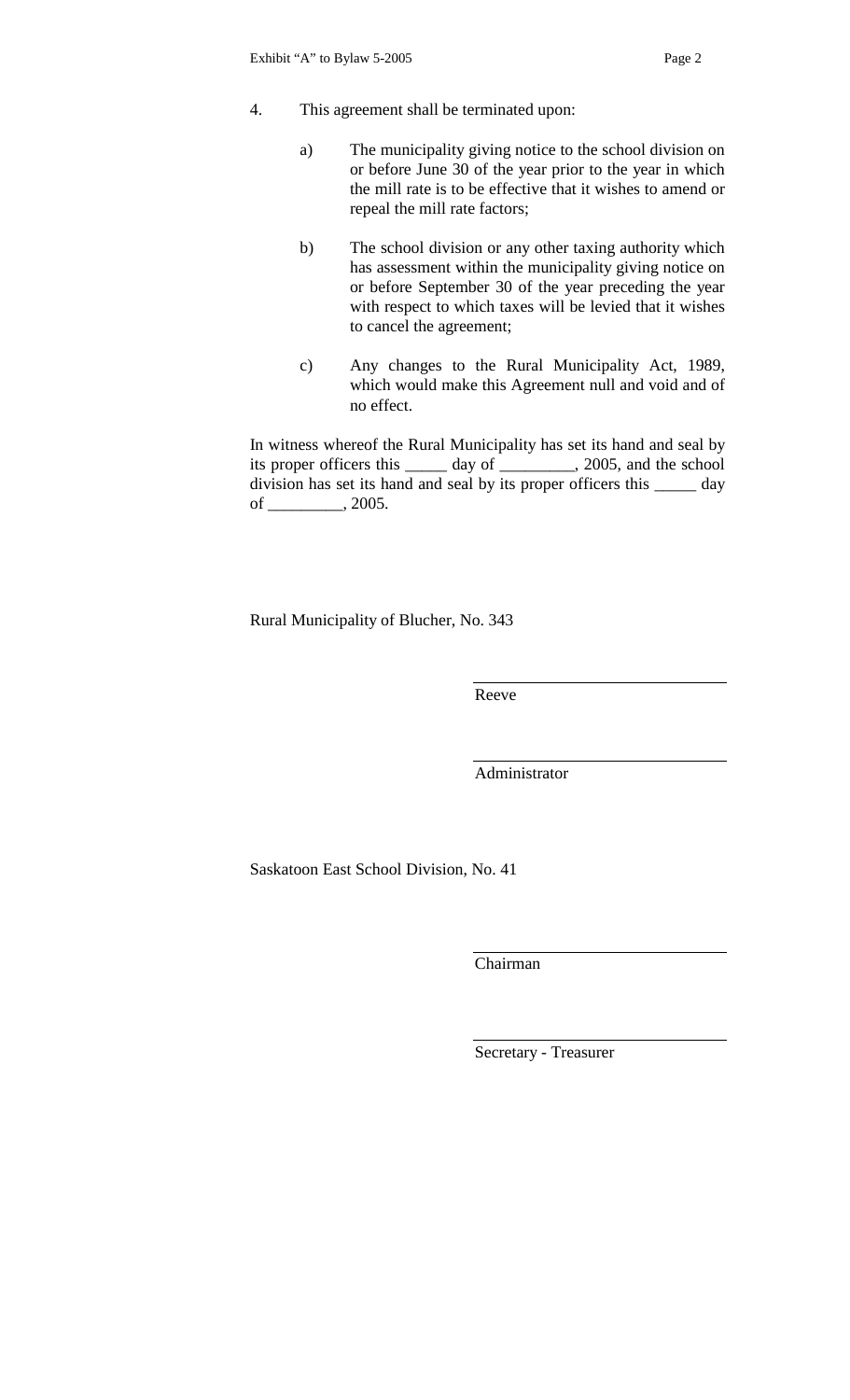4. This agreement shall be terminated upon:

   a) The municipality giving notice to the school division on or before June 30 of the year prior to the year in which the mill rate is to be effective that it wishes to amend or repeal the mill rate factors;

   b) The school division or any other taxing authority which has assessment within the municipality giving notice on or before September 30 of the year preceding the year with respect to which taxes will be levied that it wishes to cancel the agreement;

   c) Any changes to the Rural Municipality Act, 1989, which would make this Agreement null and void and of no effect.

In witness whereof the Rural Municipality has set its hand and seal by its proper officers this _____ day of _________, 2005, and the school division has set its hand and seal by its proper officers this _____ day of _________, 2005.

Rural Municipality of Blucher, No. 343

______________________________
Reeve

______________________________
Administrator

Saskatoon East School Division, No. 41

______________________________
Chairman

______________________________
Secretary - Treasurer